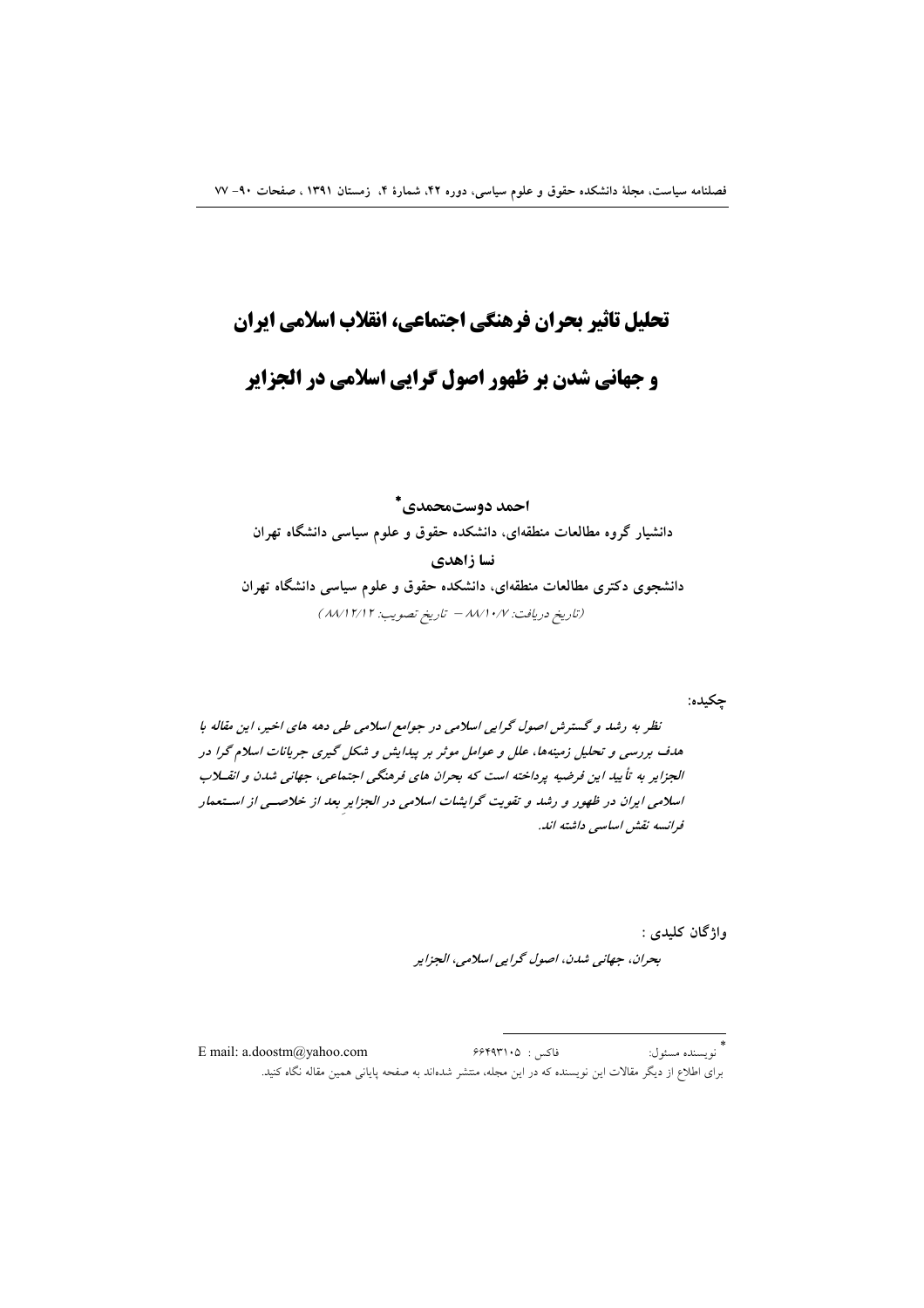# تحلیل تاثیر بحران فرهنگی اجتماعی، انقلاب اسلامی ایران و جهانی شدن بر ظهور اصول گرایی اسلامی در الجزایر

**احمد دوست‌محمدی***

دانشیار گروه مطالعات منطقه‌ای، دانشکده حقوق و علوم سیاسی دانشگاه تهران

**نسا زاهدی**

دانشجوی دکتری مطالعات منطقه‌ای، دانشکده حقوق و علوم سیاسی دانشگاه تهران

*(تاریخ دریافت: ۸۸/۱۰/۷ – تاریخ تصویب: ۸۸/۱۲/۱۲)*

**چکیده:**

*نظر به رشد و گسترش اصول گرایی اسلامی در جوامع اسلامی طی دهه های اخیر، این مقاله با هدف بررسی و تحلیل زمینه‌ها، علل و عوامل موثر بر پیدایش و شکل گیری جریانات اسلام گرا در الجزایر به تأیید این فرضیه پرداخته است که بحران های فرهنگی اجتماعی، جهانی شدن و انقلاب اسلامی ایران در ظهور و رشد و تقویت گرایشات اسلامی در الجزایرِ بعد از خلاصی از استعمار فرانسه نقش اساسی داشته اند.*

**واژگان کلیدی :**

*بحران، جهانی شدن، اصول گرایی اسلامی، الجزایر*

---

* نویسنده مسئول: فاکس : ۶۶۴۹۳۱۰۵ E mail: a.doostm@yahoo.com

برای اطلاع از دیگر مقالات این نویسنده که در این مجله، منتشر شده‌اند به صفحه پایانی همین مقاله نگاه کنید.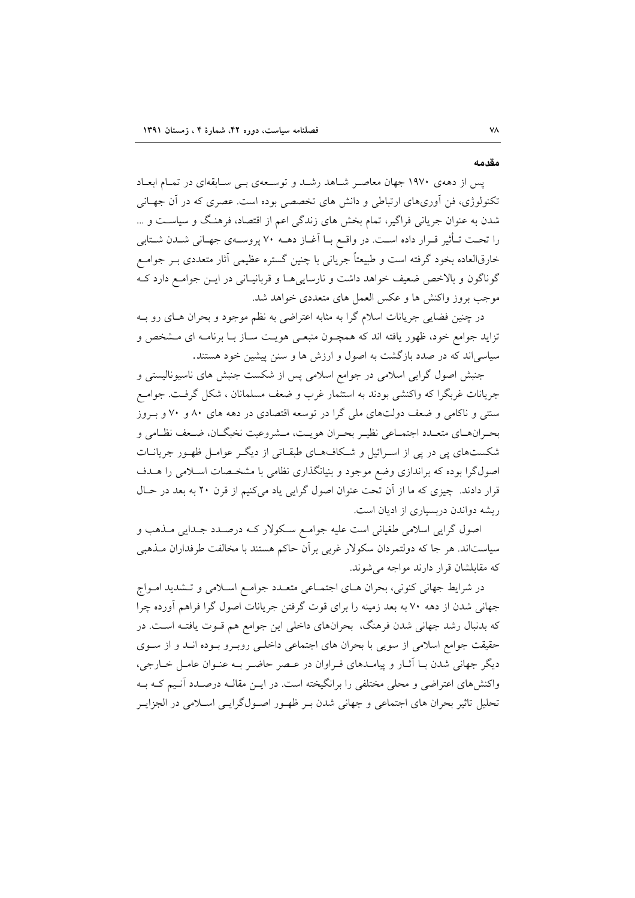## مقدمه

پس از دهه‌ی ۱۹۷۰ جهان معاصر شاهد رشد و توسعه‌ی بی سابقه‌ای در تمام ابعاد تکنولوژی، فن آوری‌های ارتباطی و دانش های تخصصی بوده است. عصری که در آن جهانی شدن به عنوان جریانی فراگیر، تمام بخش های زندگی اعم از اقتصاد، فرهنگ و سیاست و ... را تحت تأثیر قرار داده است. در واقع با آغاز دهه ۷۰ پروسه‌ی جهانی شدن شتابی خارق‌العاده بخود گرفته است و طبیعتاً جریانی با چنین گستره عظیمی آثار متعددی بر جوامع گوناگون و بالاخص ضعیف خواهد داشت و نارسایی‌ها و قربانیانی در این جوامع دارد که موجب بروز واکنش ها و عکس العمل های متعددی خواهد شد.

در چنین فضایی جریانات اسلام گرا به مثابه اعتراضی به نظم موجود و بحران های رو به تزاید جوامع خود، ظهور یافته اند که همچون منبعی هویت ساز با برنامه ای مشخص و سیاسی‌اند که در صدد بازگشت به اصول و ارزش ها و سنن پیشین خود هستند.

جنبش اصول گرایی اسلامی در جوامع اسلامی پس از شکست جنبش های ناسیونالیستی و جریانات غربگرا که واکنشی بودند به استثمار غرب و ضعف مسلمانان ، شکل گرفت. جوامع سنتی و ناکامی و ضعف دولت‌های ملی گرا در توسعه اقتصادی در دهه های ۸۰ و ۷۰ و بروز بحران‌های متعدد اجتماعی نظیر بحران هویت، مشروعیت نخبگان، ضعف نظامی و شکست‌های پی در پی از اسرائیل و شکاف‌های طبقاتی از دیگر عوامل ظهور جریانات اصول‌گرا بوده که براندازی وضع موجود و بنیانگذاری نظامی با مشخصات اسلامی را هدف قرار دادند. چیزی که ما از آن تحت عنوان اصول گرایی یاد می‌کنیم از قرن ۲۰ به بعد در حال ریشه دواندن دربسیاری از ادیان است.

اصول گرایی اسلامی طغیانی است علیه جوامع سکولار که درصدد جدایی مذهب و سیاست‌اند. هر جا که دولتمردان سکولار غربی برآن حاکم هستند با مخالفت طرفداران مذهبی که مقابلشان قرار دارند مواجه می‌شوند.

در شرایط جهانی کنونی، بحران های اجتماعی متعدد جوامع اسلامی و تشدید امواج جهانی شدن از دهه ۷۰ به بعد زمینه را برای قوت گرفتن جریانات اصول گرا فراهم آورده چرا که بدنبال رشد جهانی شدن فرهنگ، بحران‌های داخلی این جوامع هم قوت یافته است. در حقیقت جوامع اسلامی از سویی با بحران های اجتماعی داخلی روبرو بوده اند و از سوی دیگر جهانی شدن با آثار و پیامدهای فراوان در عصر حاضر به عنوان عامل خارجی، واکنش‌های اعتراضی و محلی مختلفی را برانگیخته است. در این مقاله درصدد آنیم که به تحلیل تاثیر بحران های اجتماعی و جهانی شدن بر ظهور اصول‌گرایی اسلامی در الجزایر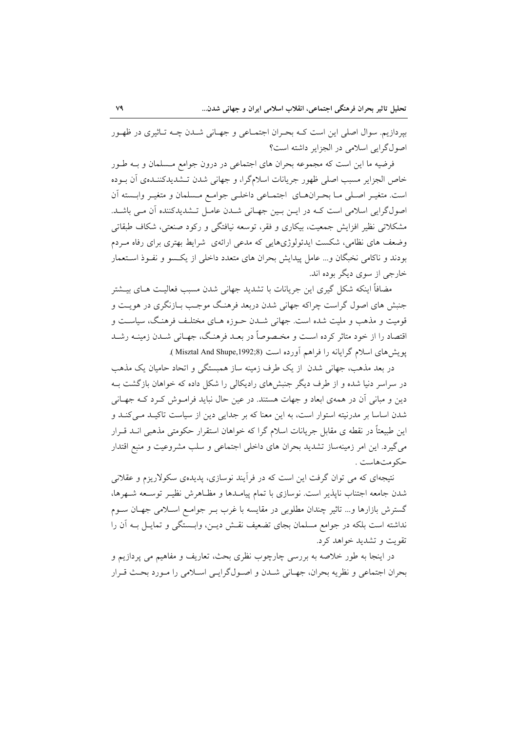بپردازیم. سوال اصلی این است کـه بحـران اجتمـاعی و جهـانی شـدن چـه تـاثیری در ظهـور اصول‌گرایی اسلامی در الجزایر داشته است؟

فرضیه ما این است که مجموعه بحران های اجتماعی در درون جوامع مـسلمان و بـه طـور خاص الجزایر مسبب اصلی ظهور جریانات اسلام‌گرا، و جهانی شدن تـشدیدکننـده‌ی آن بـوده است. متغیـر اصـلی مـا بحـران‌هـای اجتمـاعی داخلـی جوامـع مـسلمان و متغیـر وابـسته آن اصول‌گرایی اسلامی است کـه در ایـن بـین جهـانی شـدن عامـل تـشدیدکننده آن مـی باشـد. مشکلاتی نظیر افزایش جمعیت، بیکاری و فقر، توسعه نیافتگی و رکود صنعتی، شکاف طبقاتی وضعف های نظامی، شکست ایدئولوژی‌هایی که مدعی ارائه‌ی شرایط بهتری برای رفاه مـردم بودند و ناکامی نخبگان و... عامل پیدایش بحران های متعدد داخلی از یکـسو و نفـوذ اسـتعمار خارجی از سوی دیگر بوده اند.

مضافاً اینکه شکل گیری این جریانات با تشدید جهانی شدن مسبب فعالیـت هـای بیـشتر جنبش های اصول گراست چراکه جهانی شدن دربعد فرهنـگ موجـب بـازنگری در هویـت و قومیت و مذهب و ملیت شده است. جهانی شـدن حـوزه هـای مختلـف فرهنـگ، سیاسـت و اقتصاد را از خود متاثر کرده اسـت و مخـصوصاً در بعـد فرهنـگ، جهـانی شـدن زمینـه رشـد پویش‌های اسلام گرایانه را فراهم آورده است (Misztal And Shupe,1992;8).

در بعد مذهب، جهانی شدن از یک طرف زمینه ساز همبستگی و اتحاد حامیان یک مذهب در سراسر دنیا شده و از طرف دیگر جنبش‌های رادیکالی را شکل داده که خواهان بازگشت بـه دین و مبانی آن در همه‌ی ابعاد و جهات هستند. در عین حال نباید فرامـوش کـرد کـه جهـانی شدن اساسا بر مدرنیته استوار است، به این معنا که بر جدایی دین از سیاست تاکیـد مـی‌کنـد و این طبیعتاً در نقطه ی مقابل جریانات اسلام گرا که خواهان استقرار حکومتی مذهبی انـد قـرار می‌گیرد. این امر زمینه‌ساز تشدید بحران های داخلی اجتماعی و سلب مشروعیت و منبع اقتدار حکومت‌هاست .

نتیجه‌ای که می توان گرفت این است که در فرآیند نوسازی، پدیده‌ی سکولاریزم و عقلانی شدن جامعه اجتناب ناپذیر است. نوسازی با تمام پیامـدها و مظـاهرش نظیـر توسـعه شـهرها، گسترش بازارها و... تاثیر چندان مطلوبی در مقایسه با غرب بـر جوامـع اسـلامی جهـان سـوم نداشته است بلکه در جوامع مسلمان بجای تضعیف نقـش دیـن، وابـستگی و تمایـل بـه آن را تقویت و تشدید خواهد کرد.

در اینجا به طور خلاصه به بررسی چارچوب نظری بحث، تعاریف و مفاهیم می پردازیم و بحران اجتماعی و نظریه بحران، جهـانی شـدن و اصـول‌گرایـی اسـلامی را مـورد بحـث قـرار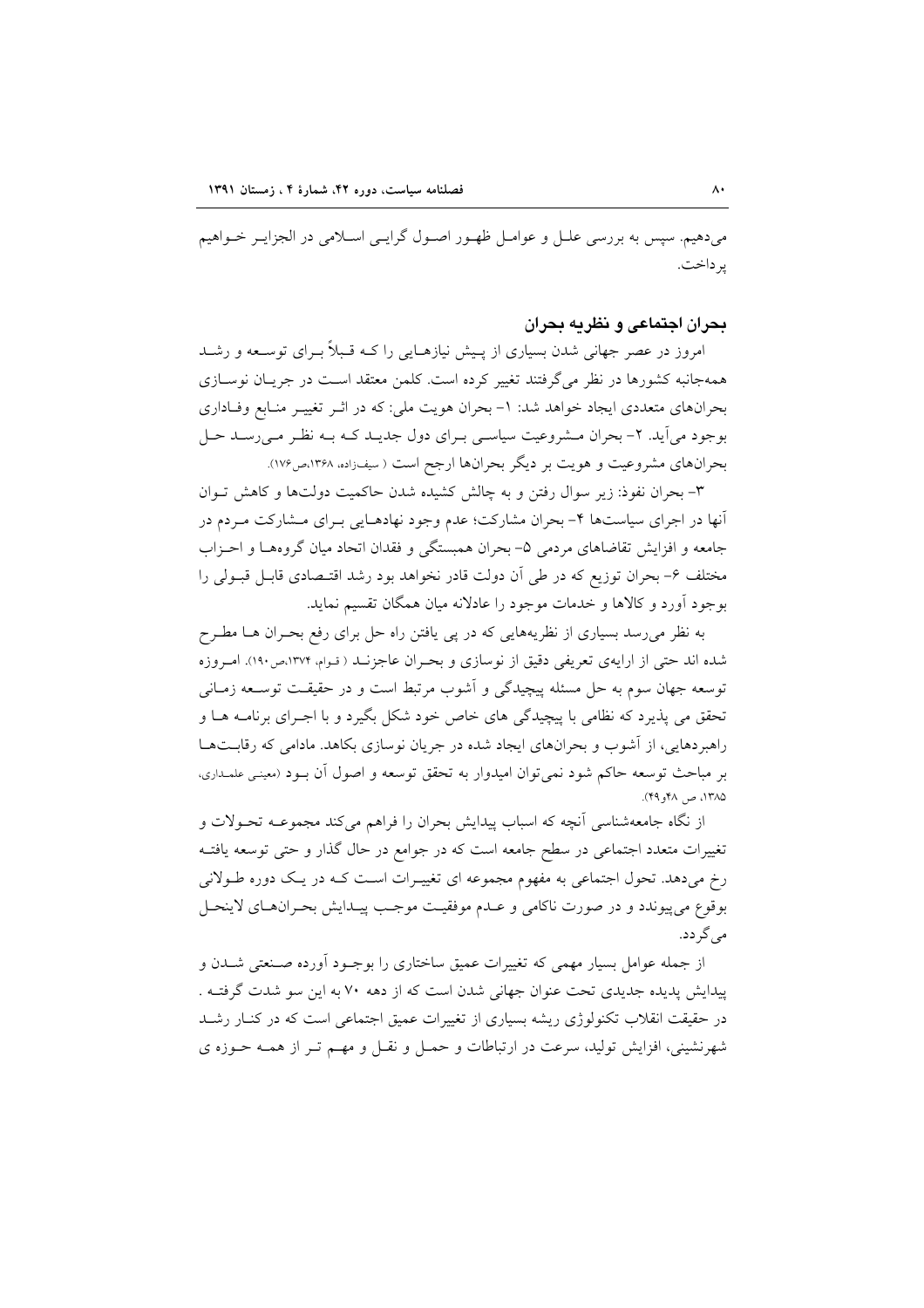می‌دهیم. سپس به بررسی علـل و عوامـل ظهـور اصـول گرایـی اسـلامی در الجزایـر خـواهیم پرداخت.

## بحران اجتماعی و نظریه بحران

امروز در عصر جهانی شدن بسیاری از پـیش نیازهـایی را کـه قـبلاً بـرای توسـعه و رشـد همه‌جانبه کشورها در نظر می‌گرفتند تغییر کرده است. کلمن معتقد اسـت در جریـان نوسـازی بحران‌های متعددی ایجاد خواهد شد: ۱- بحران هویت ملی: که در اثـر تغییـر منـابع وفـاداری بوجود می‌آید. ۲- بحران مـشروعیت سیاسـی بـرای دول جدیـد کـه بـه نظـر مـی‌رسـد حـل بحران‌های مشروعیت و هویت بر دیگر بحران‌ها ارجح است ( سیف‌زاده، ۱۳۶۸،ص۱۷۶).

۳- بحران نفوذ: زیر سوال رفتن و به چالش کشیده شدن حاکمیت دولت‌ها و کاهش تـوان آنها در اجرای سیاست‌ها ۴- بحران مشارکت؛ عدم وجود نهادهـایی بـرای مـشارکت مـردم در جامعه و افزایش تقاضاهای مردمی ۵- بحران همبستگی و فقدان اتحاد میان گروه‌هـا و احـزاب مختلف ۶- بحران توزیع که در طی آن دولت قادر نخواهد بود رشد اقتـصادی قابـل قبـولی را بوجود آورد و کالاها و خدمات موجود را عادلانه میان همگان تقسیم نماید.

به نظر می‌رسد بسیاری از نظریه‌هایی که در پی یافتن راه حل برای رفع بحـران هـا مطـرح شده اند حتی از ارایه‌ی تعریفی دقیق از نوسازی و بحـران عاجزنـد ( قـوام، ۱۳۷۴،ص۱۹۰). امـروزه توسعه جهان سوم به حل مسئله پیچیدگی و آشوب مرتبط است و در حقیقـت توسـعه زمـانی تحقق می پذیرد که نظامی با پیچیدگی های خاص خود شکل بگیرد و با اجـرای برنامـه هـا و راهبردهایی، از آشوب و بحران‌های ایجاد شده در جریان نوسازی بکاهد. مادامی که رقابـت‌هـا بر مباحث توسعه حاکم شود نمی‌توان امیدوار به تحقق توسعه و اصول آن بـود (معینی علمـداری، ۱۳۸۵، ص ۴۸و۴۹).

از نگاه جامعه‌شناسی آنچه که اسباب پیدایش بحران را فراهم می‌کند مجموعـه تحـولات و تغییرات متعدد اجتماعی در سطح جامعه است که در جوامع در حال گذار و حتی توسعه یافتـه رخ می‌دهد. تحول اجتماعی به مفهوم مجموعه ای تغییـرات اسـت کـه در یـک دوره طـولانی بوقوع می‌پیوندد و در صورت ناکامی و عـدم موفقیـت موجـب پیـدایش بحـران‌هـای لاینحـل می‌گردد.

از جمله عوامل بسیار مهمی که تغییرات عمیق ساختاری را بوجـود آورده صـنعتی شـدن و پیدایش پدیده جدیدی تحت عنوان جهانی شدن است که از دهه ۷۰ به این سو شدت گرفتـه . در حقیقت انقلاب تکنولوژی ریشه بسیاری از تغییرات عمیق اجتماعی است که در کنـار رشـد شهرنشینی، افزایش تولید، سرعت در ارتباطات و حمـل و نقـل و مهـم تـر از همـه حـوزه ی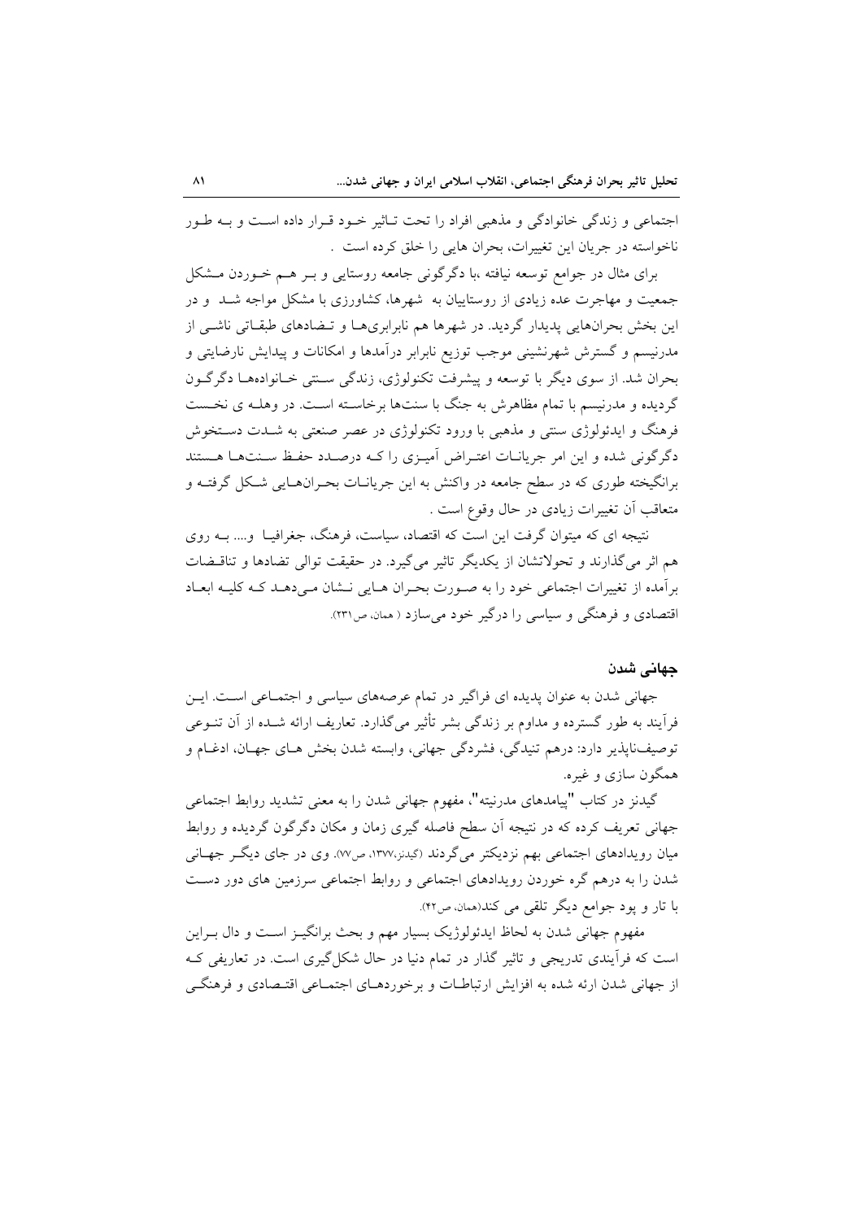اجتماعی و زندگی خانوادگی و مذهبی افراد را تحت تـاثیر خـود قـرار داده اسـت و بـه طـور ناخواسته در جریان این تغییرات، بحران هایی را خلق کرده است .

برای مثال در جوامع توسعه نیافته ،با دگرگونی جامعه روستایی و بـر هـم خـوردن مـشکل جمعیت و مهاجرت عده زیادی از روستاییان به شهرها، کشاورزی با مشکل مواجه شـد و در این بخش بحرانهایی پدیدار گردید. در شهرها هم نابرابری‌هـا و تـضادهای طبقـاتی ناشـی از مدرنیسم و گسترش شهرنشینی موجب توزیع نابرابر درآمدها و امکانات و پیدایش نارضایتی و بحران شد. از سوی دیگر با توسعه و پیشرفت تکنولوژی، زندگی سـنتی خـانواده‌هـا دگرگـون گردیده و مدرنیسم با تمام مظاهرش به جنگ با سنت‌ها برخاسـته اسـت. در وهلـه ی نخـست فرهنگ و ایدئولوژی سنتی و مذهبی با ورود تکنولوژی در عصر صنعتی به شـدت دسـتخوش دگرگونی شده و این امر جریانـات اعتـراض آمیـزی را کـه درصـدد حفـظ سـنت‌هـا هـستند برانگیخته طوری که در سطح جامعه در واکنش به این جریانـات بحـران‌هـایی شـکل گرفتـه و متعاقب آن تغییرات زیادی در حال وقوع است .

نتیجه ای که میتوان گرفت این است که اقتصاد، سیاست، فرهنگ، جغرافیـا و.... بـه روی هم اثر می‌گذارند و تحولاتشان از یکدیگر تاثیر می‌گیرد. در حقیقت توالی تضادها و تناقـضات برآمده از تغییرات اجتماعی خود را به صـورت بحـران هـایی نـشان مـی‌دهـد کـه کلیـه ابعـاد اقتصادی و فرهنگی و سیاسی را درگیر خود می‌سازد ( همان، ص۲۳۱).

## جهانی شدن

جهانی شدن به عنوان پدیده ای فراگیر در تمام عرصه‌های سیاسی و اجتمـاعی اسـت. ایـن فرآیند به طور گسترده و مداوم بر زندگی بشر تأثیر می‌گذارد. تعاریف ارائه شـده از آن تنـوعی توصیف‌ناپذیر دارد: درهم تنیدگی، فشردگی جهانی، وابسته شدن بخش هـای جهـان، ادغـام و همگون سازی و غیره.

گیدنز در کتاب "پیامدهای مدرنیته"، مفهوم جهانی شدن را به معنی تشدید روابط اجتماعی جهانی تعریف کرده که در نتیجه آن سطح فاصله گیری زمان و مکان دگرگون گردیده و روابط میان رویدادهای اجتماعی بهم نزدیکتر می‌گردند (گیدنز،۱۳۷۷، ص۷۷). وی در جای دیگـر جهـانی شدن را به درهم گره خوردن رویدادهای اجتماعی و روابط اجتماعی سرزمین های دور دسـت با تار و پود جوامع دیگر تلقی می کند(همان، ص۴۲).

مفهوم جهانی شدن به لحاظ ایدئولوژیک بسیار مهم و بحث برانگیـز اسـت و دال بـراین است که فرآیندی تدریجی و تاثیر گذار در تمام دنیا در حال شکل‌گیری است. در تعاریفی کـه از جهانی شدن ارئه شده به افزایش ارتباطـات و برخوردهـای اجتمـاعی اقتـصادی و فرهنگـی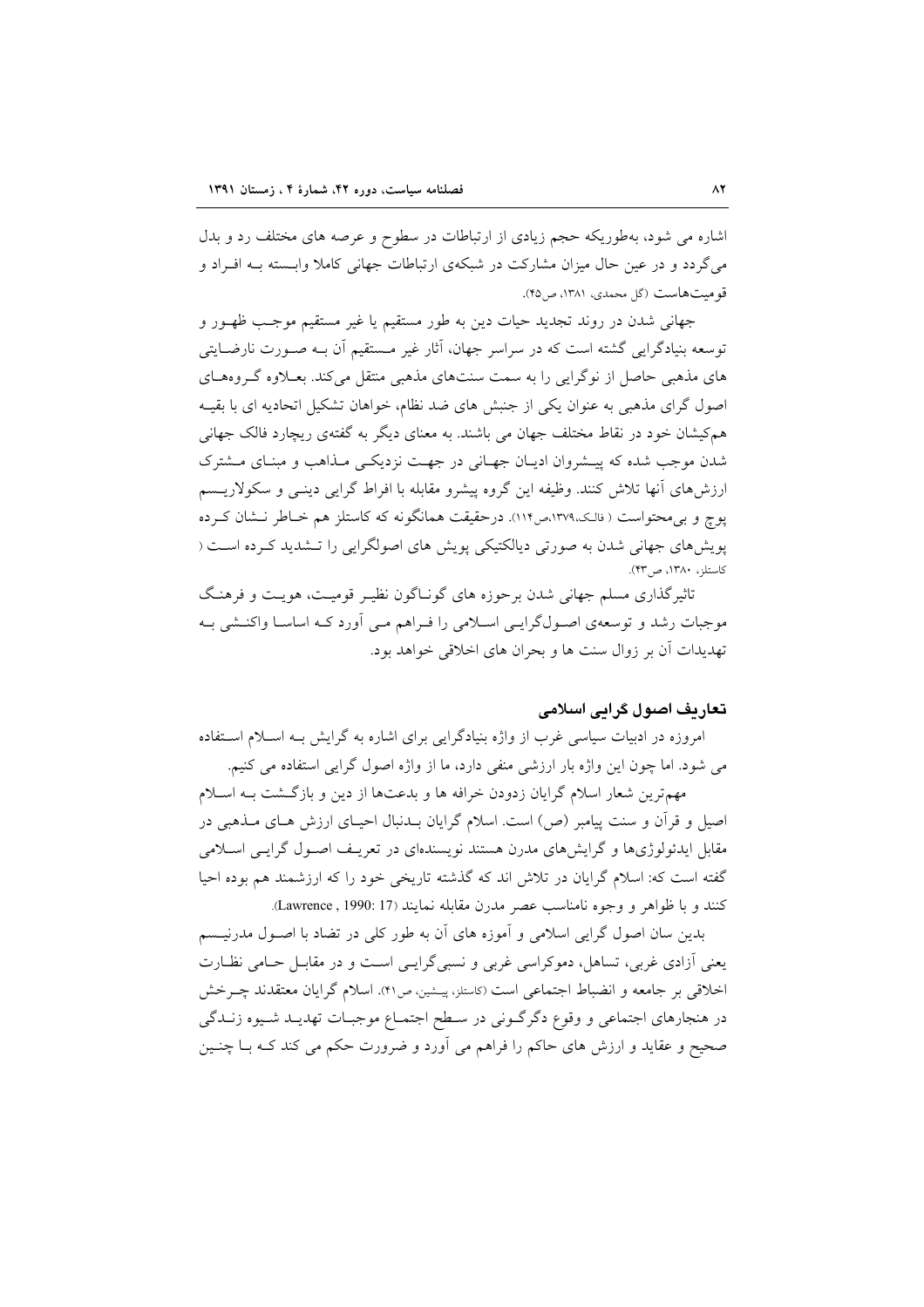اشاره می شود، به‌طوریکه حجم زیادی از ارتباطات در سطوح و عرصه های مختلف رد و بدل می‌گردد و در عین حال میزان مشارکت در شبکه‌ی ارتباطات جهانی کاملا وابسته بـه افـراد و قومیت‌هاست (گل محمدی، ۱۳۸۱، ص۴۵).

جهانی شدن در روند تجدید حیات دین به طور مستقیم یا غیر مستقیم موجب ظهـور و توسعه بنیادگرایی گشته است که در سراسر جهان، آثار غیر مـستقیم آن بـه صـورت نارضـایتی های مذهبی حاصل از نوگرایی را به سمت سنت‌های مذهبی منتقل می‌کند. بعـلاوه گـروه‌هـای اصول گرای مذهبی به عنوان یکی از جنبش های ضد نظام، خواهان تشکیل اتحادیه ای با بقیـه هم‌کیشان خود در نقاط مختلف جهان می باشند. به معنای دیگر به گفته‌ی ریچارد فالک جهانی شدن موجب شده که پیـشروان ادیـان جهـانی در جهـت نزدیکـی مـذاهب و مبنـای مـشترک ارزش‌های آنها تلاش کنند. وظیفه این گروه پیشرو مقابله با افراط گرایی دینـی و سکولاریـسم پوچ و بی‌محتواست ( فالک،۱۳۷۹،ص۱۱۴). درحقیقت همانگونه که کاستلز هم خـاطر نـشان کـرده پویش‌های جهانی شدن به صورتی دیالکتیکی پویش های اصولگرایی را تـشدید کـرده اسـت ( کاستلز، ۱۳۸۰، ص۴۳).

تاثیرگذاری مسلم جهانی شدن برحوزه های گونـاگون نظیـر قومیـت، هویـت و فرهنـگ موجبات رشد و توسعه‌ی اصـول‌گرایـی اسـلامی را فـراهم مـی آورد کـه اساسـا واکنـشی بـه تهدیدات آن بر زوال سنت ها و بحران های اخلاقی خواهد بود.

## تعاریف اصول گرایی اسلامی

امروزه در ادبیات سیاسی غرب از واژه بنیادگرایی برای اشاره به گرایش بـه اسـلام اسـتفاده می شود. اما چون این واژه بار ارزشی منفی دارد، ما از واژه اصول گرایی استفاده می کنیم.

مهم‌ترین شعار اسلام گرایان زدودن خرافه ها و بدعت‌ها از دین و بازگـشت بـه اسـلام اصیل و قرآن و سنت پیامبر (ص) است. اسلام گرایان بـدنبال احیـای ارزش هـای مـذهبی در مقابل ایدئولوژی‌ها و گرایش‌های مدرن هستند نویسنده‌ای در تعریـف اصـول گرایـی اسـلامی گفته است که: اسلام گرایان در تلاش اند که گذشته تاریخی خود را که ارزشمند هم بوده احیا کنند و با ظواهر و وجوه نامناسب عصر مدرن مقابله نمایند (Lawrence , 1990: 17).

بدین سان اصول گرایی اسلامی و آموزه های آن به طور کلی در تضاد با اصـول مدرنیـسم یعنی آزادی غربی، تساهل، دموکراسی غربی و نسبی‌گرایـی اسـت و در مقابـل حـامی نظـارت اخلاقی بر جامعه و انضباط اجتماعی است (کاستلز، پیـشین، ص۴۱). اسلام گرایان معتقدند چـرخش در هنجارهای اجتماعی و وقوع دگرگـونی در سـطح اجتمـاع موجبـات تهدیـد شـیوه زنـدگی صحیح و عقاید و ارزش های حاکم را فراهم می آورد و ضرورت حکم می کند کـه بـا چنـین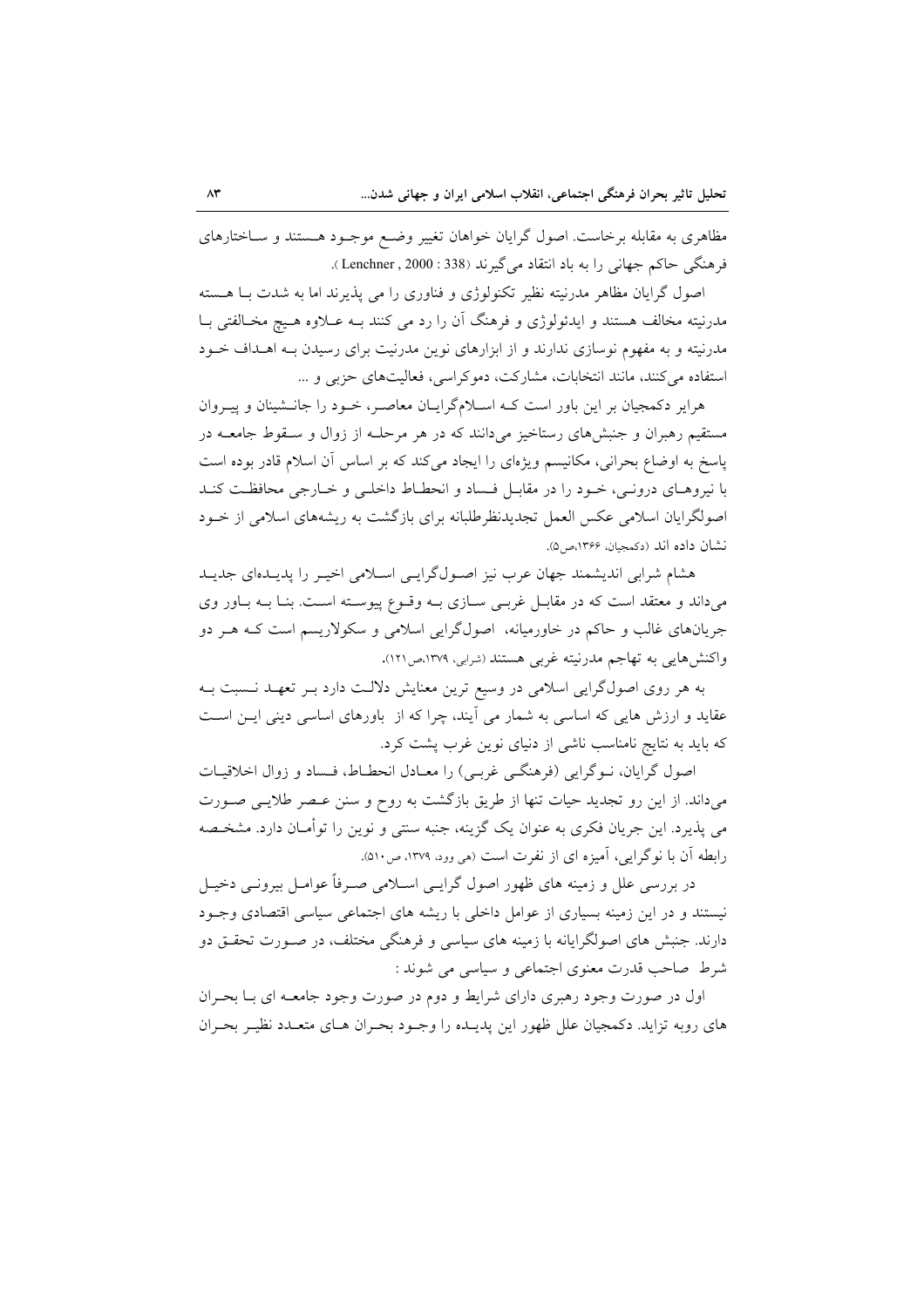مظاهری به مقابله برخاست. اصول گرایان خواهان تغییر وضع موجود هستند و ساختارهای فرهنگی حاکم جهانی را به باد انتقاد می‌گیرند (Lenchner , 2000 : 338).

اصول گرایان مظاهر مدرنیته نظیر تکنولوژی و فناوری را می پذیرند اما به شدت با هسته مدرنیته مخالف هستند و ایدئولوژی و فرهنگ آن را رد می کنند به علاوه هیچ مخالفتی با مدرنیته و به مفهوم نوسازی ندارند و از ابزارهای نوین مدرنیت برای رسیدن به اهداف خود استفاده می‌کنند، مانند انتخابات، مشارکت، دموکراسی، فعالیت‌های حزبی و ...

هرایر دکمجیان بر این باور است که اسلام‌گرایان معاصر، خود را جانشینان و پیروان مستقیم رهبران و جنبش‌های رستاخیز می‌دانند که در هر مرحله که در هر مرحله از زوال و سقوط جامعه در پاسخ به اوضاع بحرانی، مکانیسم ویژه‌ای را ایجاد می‌کند که بر اساس آن اسلام قادر بوده است با نیروهای درونی، خود را در مقابل فساد و انحطاط داخلی و خارجی محافظت کند اصولگرایان اسلامی عکس العمل تجدیدنظرطلبانه برای بازگشت به ریشه‌های اسلامی از خود نشان داده اند (دکمجیان، ۱۳۶۶،ص۵).

هشام شرابی اندیشمند جهان عرب نیز اصول‌گرایی اسلامی اخیر را پدیده‌ای جدید می‌داند و معتقد است که در مقابل غربی سازی به وقوع پیوسته است. بنا به باور وی جریان‌های غالب و حاکم در خاورمیانه، اصول‌گرایی اسلامی و سکولاریسم است که هر دو واکنش‌هایی به تهاجم مدرنیته غربی هستند (شرابی، ۱۳۷۹،ص۱۲۱).

به هر روی اصول‌گرایی اسلامی در وسیع ترین معنایش دلالت دارد بر تعهد نسبت به عقاید و ارزش هایی که اساسی به شمار می آیند، چرا که از باورهای اساسی دینی این است که باید به نتایج نامناسب ناشی از دنیای نوین غرب پشت کرد.

اصول گرایان، نوگرایی (فرهنگی غربی) را معادل انحطاط، فساد و زوال اخلاقیات می‌داند. از این رو تجدید حیات تنها از طریق بازگشت به روح و سنن عصر طلایی صورت می پذیرد. این جریان فکری به عنوان یک گزینه، جنبه سنتی و نوین را توأمان دارد. مشخصه رابطه آن با نوگرایی، آمیزه ای از نفرت است (هی وود، ۱۳۷۹، ص۵۱۰).

در بررسی علل و زمینه های ظهور اصول گرایی اسلامی صرفاً عوامل بیرونی دخیل نیستند و در این زمینه بسیاری از عوامل داخلی با ریشه های اجتماعی سیاسی اقتصادی وجود دارند. جنبش های اصولگرایانه با زمینه های سیاسی و فرهنگی مختلف، در صورت تحقق دو شرط صاحب قدرت معنوی اجتماعی و سیاسی می شوند :

اول در صورت وجود رهبری دارای شرایط و دوم در صورت وجود جامعه ای با بحران های روبه تزاید. دکمجیان علل ظهور این پدیده را وجود بحران های متعدد نظیر بحران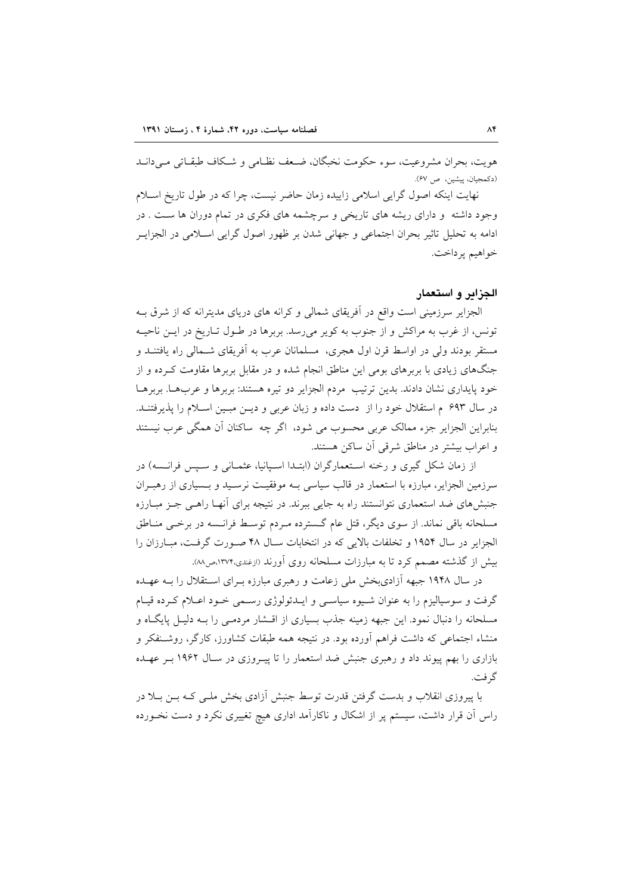هویت، بحران مشروعیت، سوء حکومت نخبگان، ضـعف نظـامی و شـکاف طبقـاتی مـی‌دانـد (دکمجیان، پیشین، ص ۶۷).

نهایت اینکه اصول گرایی اسلامی زاییده زمان حاضر نیست، چرا که در طول تاریخ اسـلام وجود داشته و دارای ریشه های تاریخی و سرچشمه های فکری در تمام دوران ها ست . در ادامه به تحلیل تاثیر بحران اجتماعی و جهانی شدن بر ظهور اصول گرایی اسـلامی در الجزایـر خواهیم پرداخت.

## الجزایر و استعمار

الجزایر سرزمینی است واقع در آفریقای شمالی و کرانه های دریای مدیترانه که از شرق بـه تونس، از غرب به مراکش و از جنوب به کویر می‌رسد. بربرها در طـول تـاریخ در ایـن ناحیـه مستقر بودند ولی در اواسط قرن اول هجری، مسلمانان عرب به آفریقای شـمالی راه یافتنـد و جنگ‌های زیادی با بربرهای بومی این مناطق انجام شده و در مقابل بربرها مقاومت کـرده و از خود پایداری نشان دادند. بدین ترتیب مردم الجزایر دو تیره هستند: بربرها و عرب‌هـا. بربرهـا در سال ۶۹۳ م استقلال خود را از دست داده و زبان عربی و دیـن مبـین اسـلام را پذیرفتنـد. بنابراین الجزایر جزء ممالک عربی محسوب می شود، اگر چه ساکنان آن همگی عرب نیستند و اعراب بیشتر در مناطق شرقی آن ساکن هستند.

از زمان شکل گیری و رخنه اسـتعمارگران (ابتـدا اسـپانیا، عثمـانی و سـپس فرانسـه) در سرزمین الجزایر، مبارزه با استعمار در قالب سیاسی بـه موفقیـت نرسـید و بـسیاری از رهبـران جنبش‌های ضد استعماری نتوانستند راه به جایی ببرند. در نتیجه برای آنهـا راهـی جـز مبـارزه مسلحانه باقی نماند. از سوی دیگر، قتل عام گـسترده مـردم توسـط فرانـسه در برخـی منـاطق الجزایر در سال ۱۹۵۴ و تخلفات بالایی که در انتخابات سـال ۴۸ صـورت گرفـت، مبـارزان را بیش از گذشته مصمم کرد تا به مبارزات مسلحانه روی آورند (ازغندی،۱۳۷۴،ص۸۸).

در سال ۱۹۴۸ جبهه آزادی‌بخش ملی زعامت و رهبری مبارزه بـرای اسـتقلال را بـه عهـده گرفت و سوسیالیزم را به عنوان شـیوه سیاسـی و ایـدئولوژی رسـمی خـود اعـلام کـرده قیـام مسلحانه را دنبال نمود. این جبهه زمینه جذب بسیاری از اقـشار مردمـی را بـه دلیـل پایگـاه و منشاء اجتماعی که داشت فراهم آورده بود. در نتیجه همه طبقات کشاورز، کارگر، روشـنفکر و بازاری را بهم پیوند داد و رهبری جنبش ضد استعمار را تا پیـروزی در سـال ۱۹۶۲ بـر عهـده گرفت.

با پیروزی انقلاب و بدست گرفتن قدرت توسط جنبش آزادی بخش ملـی کـه بـن بـلا در راس آن قرار داشت، سیستم پر از اشکال و ناکارآمد اداری هیچ تغییری نکرد و دست نخـورده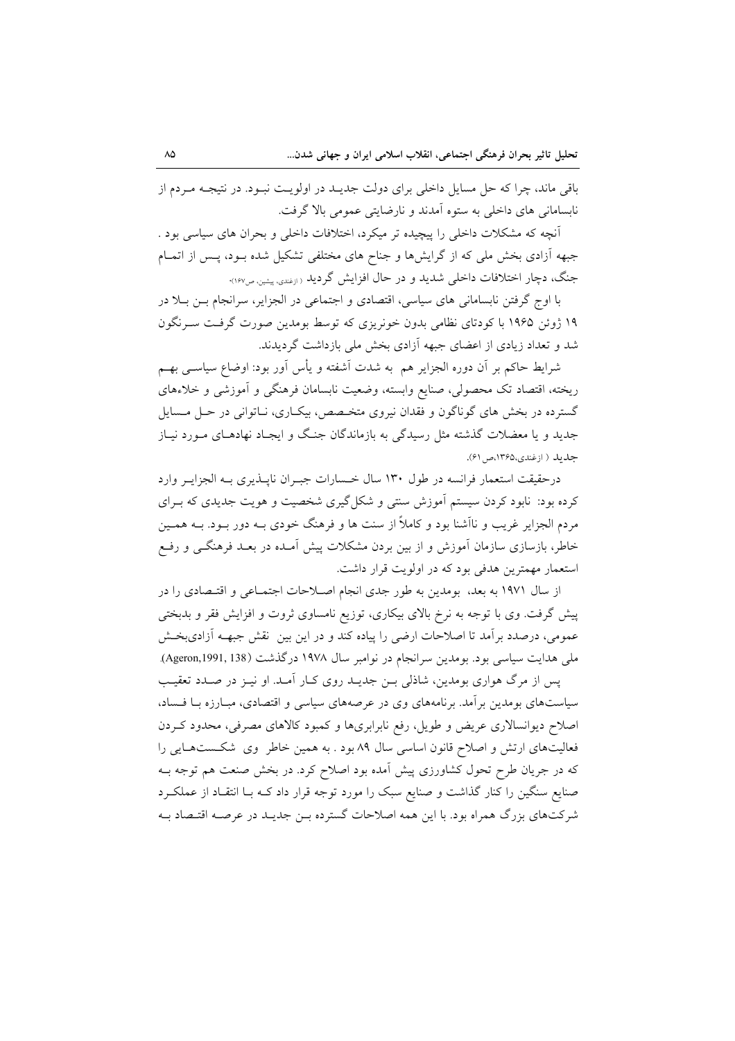باقی ماند، چرا که حل مسایل داخلی برای دولت جدید در اولویت نبود. در نتیجه مردم از نابسامانی های داخلی به ستوه آمدند و نارضایتی عمومی بالا گرفت.

آنچه که مشکلات داخلی را پیچیده تر میکرد، اختلافات داخلی و بحران های سیاسی بود . جبهه آزادی بخش ملی که از گرایش‌ها و جناح های مختلفی تشکیل شده بود، پس از اتمام جنگ، دچار اختلافات داخلی شدید و در حال افزایش گردید (ازغندی، پیشین، ص۱۶۷).

با اوج گرفتن نابسامانی های سیاسی، اقتصادی و اجتماعی در الجزایر، سرانجام بن بلا در ۱۹ ژوئن ۱۹۶۵ با کودتای نظامی بدون خونریزی که توسط بومدین صورت گرفت سرنگون شد و تعداد زیادی از اعضای جبهه آزادی بخش ملی بازداشت گردیدند.

شرایط حاکم بر آن دوره الجزایر هم به شدت آشفته و یأس آور بود: اوضاع سیاسی بهم ریخته، اقتصاد تک محصولی، صنایع وابسته، وضعیت نابسامان فرهنگی و آموزشی و خلاءهای گسترده در بخش های گوناگون و فقدان نیروی متخصص، بیکاری، ناتوانی در حل مسایل جدید و یا معضلات گذشته مثل رسیدگی به بازماندگان جنگ و ایجاد نهادهای مورد نیاز جدید ( ازغندی،۱۳۶۵،ص ۶۱).

درحقیقت استعمار فرانسه در طول ۱۳۰ سال خسارات جبران ناپذیری به الجزایر وارد کرده بود: نابود کردن سیستم آموزش سنتی و شکل‌گیری شخصیت و هویت جدیدی که برای مردم الجزایر غریب و ناآشنا بود و کاملاً از سنت ها و فرهنگ خودی به دور بود. به همین خاطر، بازسازی سازمان آموزش و از بین بردن مشکلات پیش آمده در بعد فرهنگی و رفع استعمار مهمترین هدفی بود که در اولویت قرار داشت.

از سال ۱۹۷۱ به بعد، بومدین به طور جدی انجام اصلاحات اجتماعی و اقتصادی را در پیش گرفت. وی با توجه به نرخ بالای بیکاری، توزیع نامساوی ثروت و افزایش فقر و بدبختی عمومی، درصدد برآمد تا اصلاحات ارضی را پیاده کند و در این بین نقش جبهه آزادی‌بخش ملی هدایت سیاسی بود. بومدین سرانجام در نوامبر سال ۱۹۷۸ درگذشت (Ageron,1991, 138).

پس از مرگ هواری بومدین، شاذلی بن جدید روی کار آمد. او نیز در صدد تعقیب سیاست‌های بومدین برآمد. برنامه‌های وی در عرصه‌های سیاسی و اقتصادی، مبارزه با فساد، اصلاح دیوانسالاری عریض و طویل، رفع نابرابری‌ها و کمبود کالاهای مصرفی، محدود کردن فعالیت‌های ارتش و اصلاح قانون اساسی سال ۸۹ بود . به همین خاطر وی شکست‌هایی را که در جریان طرح تحول کشاورزی پیش آمده بود اصلاح کرد. در بخش صنعت هم توجه به صنایع سنگین را کنار گذاشت و صنایع سبک را مورد توجه قرار داد که با انتقاد از عملکرد شرکت‌های بزرگ همراه بود. با این همه اصلاحات گسترده بن جدید در عرصه اقتصاد به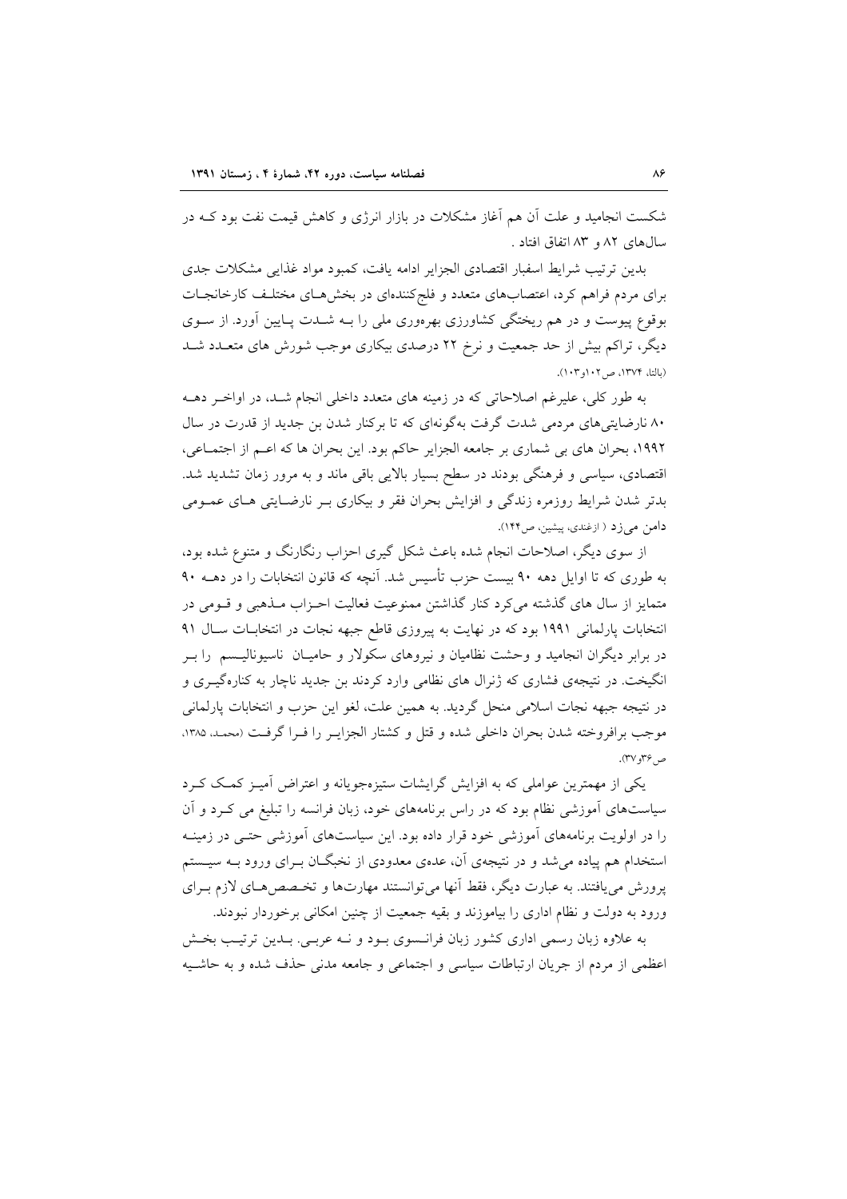شکست انجامید و علت آن هم آغاز مشکلات در بازار انرژی و کاهش قیمت نفت بود کـه در سال‌های ۸۲ و ۸۳ اتفاق افتاد .

بدین ترتیب شرایط اسفبار اقتصادی الجزایر ادامه یافت، کمبود مواد غذایی مشکلات جدی برای مردم فراهم کرد، اعتصاب‌های متعدد و فلج‌کننده‌ای در بخش‌هـای مختلـف کارخانجـات بوقوع پیوست و در هم ریختگی کشاورزی بهره‌وری ملی را بـه شـدت پـایین آورد. از سـوی دیگر، تراکم بیش از حد جمعیت و نرخ ۲۲ درصدی بیکاری موجب شورش های متعـدد شـد (بالتا، ۱۳۷۴، ص۱۰۲و۱۰۳).

به طور کلی، علیرغم اصلاحاتی که در زمینه های متعدد داخلی انجام شـد، در اواخـر دهـه ۸۰ نارضایتی‌های مردمی شدت گرفت به‌گونه‌ای که تا برکنار شدن بن جدید از قدرت در سال ۱۹۹۲، بحران های بی شماری بر جامعه الجزایر حاکم بود. این بحران ها که اعـم از اجتمـاعی، اقتصادی، سیاسی و فرهنگی بودند در سطح بسیار بالایی باقی ماند و به مرور زمان تشدید شد. بدتر شدن شرایط روزمره زندگی و افزایش بحران فقر و بیکاری بـر نارضـایتی هـای عمـومی دامن می‌زد ( ازغندی، پیشین، ص۱۴۴).

از سوی دیگر، اصلاحات انجام شده باعث شکل گیری احزاب رنگارنگ و متنوع شده بود، به طوری که تا اوایل دهه ۹۰ بیست حزب تأسیس شد. آنچه که قانون انتخابات را در دهـه ۹۰ متمایز از سال های گذشته می‌کرد کنار گذاشتن ممنوعیت فعالیت احـزاب مـذهبی و قـومی در انتخابات پارلمانی ۱۹۹۱ بود که در نهایت به پیروزی قاطع جبهه نجات در انتخابـات سـال ۹۱ در برابر دیگران انجامید و وحشت نظامیان و نیروهای سکولار و حامیـان ناسیونالیـسم را بـر انگیخت. در نتیجه‌ی فشاری که ژنرال های نظامی وارد کردند بن جدید ناچار به کناره‌گیـری و در نتیجه جبهه نجات اسلامی منحل گردید. به همین علت، لغو این حزب و انتخابات پارلمانی موجب برافروخته شدن بحران داخلی شده و قتل و کشتار الجزایـر را فـرا گرفـت (محمد، ۱۳۸۵، ص۳۶و۳۷).

یکی از مهمترین عواملی که به افزایش گرایشات ستیزه‌جویانه و اعتراض آمیـز کمـک کـرد سیاست‌های آموزشی نظام بود که در راس برنامه‌های خود، زبان فرانسه را تبلیغ می کـرد و آن را در اولویت برنامه‌های آموزشی خود قرار داده بود. این سیاست‌های آموزشی حتـی در زمینـه استخدام هم پیاده می‌شد و در نتیجه‌ی آن، عده‌ی معدودی از نخبگـان بـرای ورود بـه سیـستم پرورش می‌یافتند. به عبارت دیگر، فقط آنها می‌توانستند مهارت‌ها و تخـصص‌هـای لازم بـرای ورود به دولت و نظام اداری را بیاموزند و بقیه جمعیت از چنین امکانی برخوردار نبودند.

به علاوه زبان رسمی اداری کشور زبان فرانـسوی بـود و نـه عربـی. بـدین ترتیـب بخـش اعظمی از مردم از جریان ارتباطات سیاسی و اجتماعی و جامعه مدنی حذف شده و به حاشـیه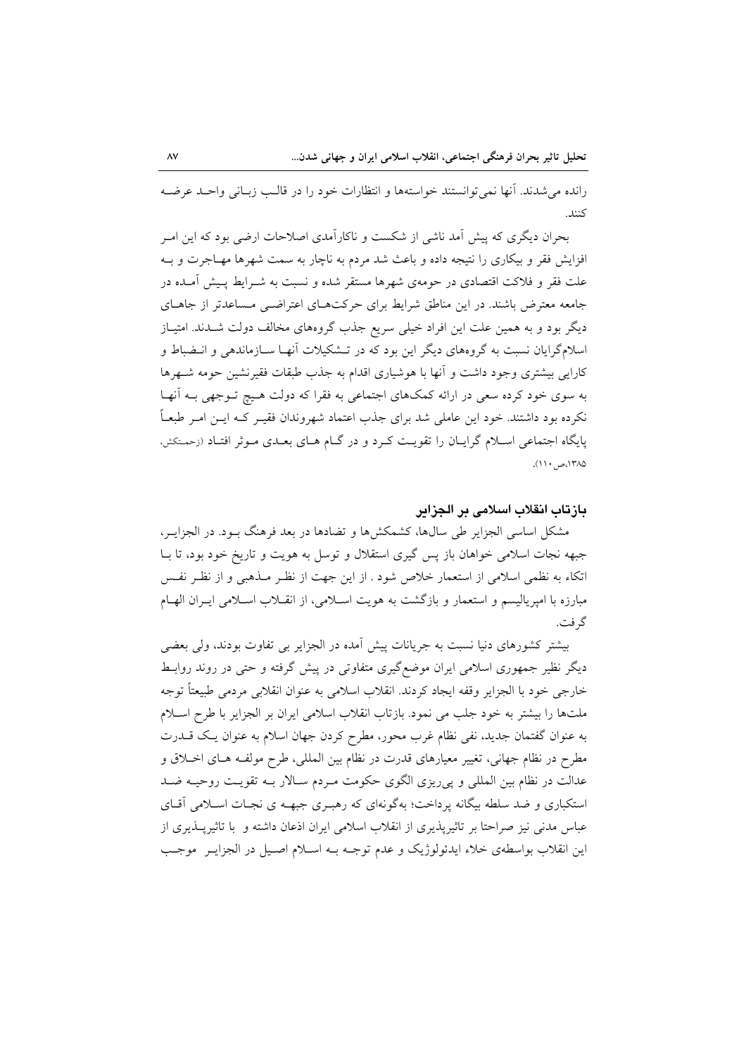رانده می‌شدند. آنها نمی‌توانستند خواسته‌ها و انتظارات خود را در قالب زبانی واحد عرضه کنند.

بحران دیگری که پیش آمد ناشی از شکست و ناکارآمدی اصلاحات ارضی بود که این امر افزایش فقر و بیکاری را نتیجه داده و باعث شد مردم به ناچار به سمت شهرها مهاجرت و به علت فقر و فلاکت اقتصادی در حومه‌ی شهرها مستقر شده و نسبت به شرایط پیش آمده در جامعه معترض باشند. در این مناطق شرایط برای حرکت‌های اعتراضی مساعدتر از جاهای دیگر بود و به همین علت این افراد خیلی سریع جذب گروه‌های مخالف دولت شدند. امتیاز اسلام‌گرایان نسبت به گروه‌های دیگر این بود که در تشکیلات آنها سازماندهی و انضباط و کارایی بیشتری وجود داشت و آنها با هوشیاری اقدام به جذب طبقات فقیرنشین حومه شهرها به سوی خود کرده سعی در ارائه کمک‌های اجتماعی به فقرا که دولت هیچ توجهی به آنها نکرده بود داشتند. خود این عاملی شد برای جذب اعتماد شهروندان فقیر که این امر طبعاً پایگاه اجتماعی اسلام گرایان را تقویت کرد و در گام های بعدی موثر افتاد (زحمتکش، ۱۳۸۵،ص ۱۱۰).

## بازتاب انقلاب اسلامی بر الجزایر

مشکل اساسی الجزایر طی سال‌ها، کشمکش‌ها و تضادها در بعد فرهنگ بود. در الجزایر، جبهه نجات اسلامی خواهان باز پس گیری استقلال و توسل به هویت و تاریخ خود بود، تا با اتکاء به نظمی اسلامی از استعمار خلاص شود . از این جهت از نظر مذهبی و از نظر نفس مبارزه با امپریالیسم و استعمار و بازگشت به هویت اسلامی، از انقلاب اسلامی ایران الهام گرفت.

بیشتر کشورهای دنیا نسبت به جریانات پیش آمده در الجزایر بی تفاوت بودند، ولی بعضی دیگر نظیر جمهوری اسلامی ایران موضع‌گیری متفاوتی در پیش گرفته و حتی در روند روابط خارجی خود با الجزایر وقفه ایجاد کردند. انقلاب اسلامی به عنوان انقلابی مردمی طبیعتاً توجه ملت‌ها را بیشتر به خود جلب می نمود. بازتاب انقلاب اسلامی ایران بر الجزایر با طرح اسلام به عنوان گفتمان جدید، نفی نظام غرب محور، مطرح کردن جهان اسلام به عنوان یک قدرت مطرح در نظام جهانی، تغییر معیارهای قدرت در نظام بین المللی، طرح مولفه های اخلاق و عدالت در نظام بین المللی و پی‌ریزی الگوی حکومت مردم سالار به تقویت روحیه ضد استکباری و ضد سلطه بیگانه پرداخت؛ به‌گونه‌ای که رهبری جبهه ی نجات اسلامی آقای عباس مدنی نیز صراحتا بر تاثیرپذیری از انقلاب اسلامی ایران اذعان داشته و با تاثیرپذیری از این انقلاب بواسطه‌ی خلاء ایدئولوژیک و عدم توجه به اسلام اصیل در الجزایر موجب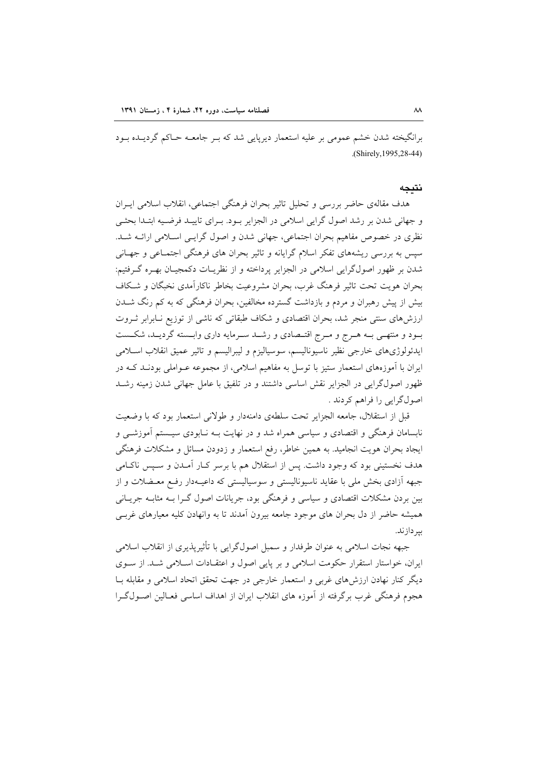برانگیخته شدن خشم عمومی بر علیه استعمار دیرپایی شد که بـر جامعـه حـاکم گردیـده بـود .(Shirely,1995,28-44)

## نتیجه

هدف مقاله‌ی حاضر بررسی و تحلیل تاثیر بحران فرهنگی اجتماعی، انقلاب اسلامی ایـران و جهانی شدن بر رشد اصول گرایی اسلامی در الجزایر بـود. بـرای تاییـد فرضـیه ابتـدا بحثـی نظری در خصوص مفاهیم بحران اجتماعی، جهانی شدن و اصول گرایـی اسـلامی ارائـه شـد. سپس به بررسی ریشه‌های تفکر اسلام گرایانه و تاثیر بحران های فرهنگی اجتمـاعی و جهـانی شدن بر ظهور اصول‌گرایی اسلامی در الجزایر پرداخته و از نظریـات دکمجیـان بهـره گـرفتیم: بحران هویت تحت تاثیر فرهنگ غرب، بحران مشروعیت بخاطر ناکارآمدی نخبگان و شـکاف بیش از پیش رهبران و مردم و بازداشت گسترده مخالفین، بحران فرهنگی که به کم رنگ شـدن ارزش‌های سنتی منجر شد، بحران اقتصادی و شکاف طبقاتی که ناشی از توزیع نـابرابر ثـروت بـود و منتهـی بـه هـرج و مـرج اقتـصادی و رشـد سـرمایه داری وابـسته گردیـد، شکـست ایدئولوژی‌های خارجی نظیر ناسیونالیسم، سوسیالیزم و لیبرالیسم و تاثیر عمیق انقلاب اسـلامی ایران با آموزه‌های استعمار ستیز با توسل به مفاهیم اسلامی، از مجموعه عـواملی بودنـد کـه در ظهور اصول‌گرایی در الجزایر نقش اساسی داشتند و در تلفیق با عامل جهانی شدن زمینه رشـد اصول‌گرایی را فراهم کردند .

قبل از استقلال، جامعه الجزایر تحت سلطه‌ی دامنه‌دار و طولانی استعمار بود که با وضعیت نابسامان فرهنگی و اقتصادی و سیاسی همراه شد و در نهایت بـه نـابودی سیـستم آموزشـی و ایجاد بحران هویت انجامید. به همین خاطر، رفع استعمار و زدودن مسائل و مشکلات فرهنگی هدف نخستینی بود که وجود داشت. پس از استقلال هم با برسر کـار آمـدن و سـپس ناکـامی جبهه آزادی بخش ملی با عقاید ناسیونالیستی و سوسیالیستی که داعیـه‌دار رفـع معـضلات و از بین بردن مشکلات اقتصادی و سیاسی و فرهنگی بود، جریانات اصول گـرا بـه مثابـه جریـانی همیشه حاضر از دل بحران های موجود جامعه بیرون آمدند تا به وانهادن کلیه معیارهای غربـی بپردازند.

جبهه نجات اسلامی به عنوان طرفدار و سمبل اصول‌گرایی با تأثیرپذیری از انقلاب اسلامی ایران، خواستار استقرار حکومت اسلامی و بر پایی اصول و اعتقـادات اسـلامی شـد. از سـوی دیگر کنار نهادن ارزش‌های غربی و استعمار خارجی در جهت تحقق اتحاد اسلامی و مقابله بـا هجوم فرهنگی غرب برگرفته از آموزه های انقلاب ایران از اهداف اساسی فعـالین اصـول‌گـرا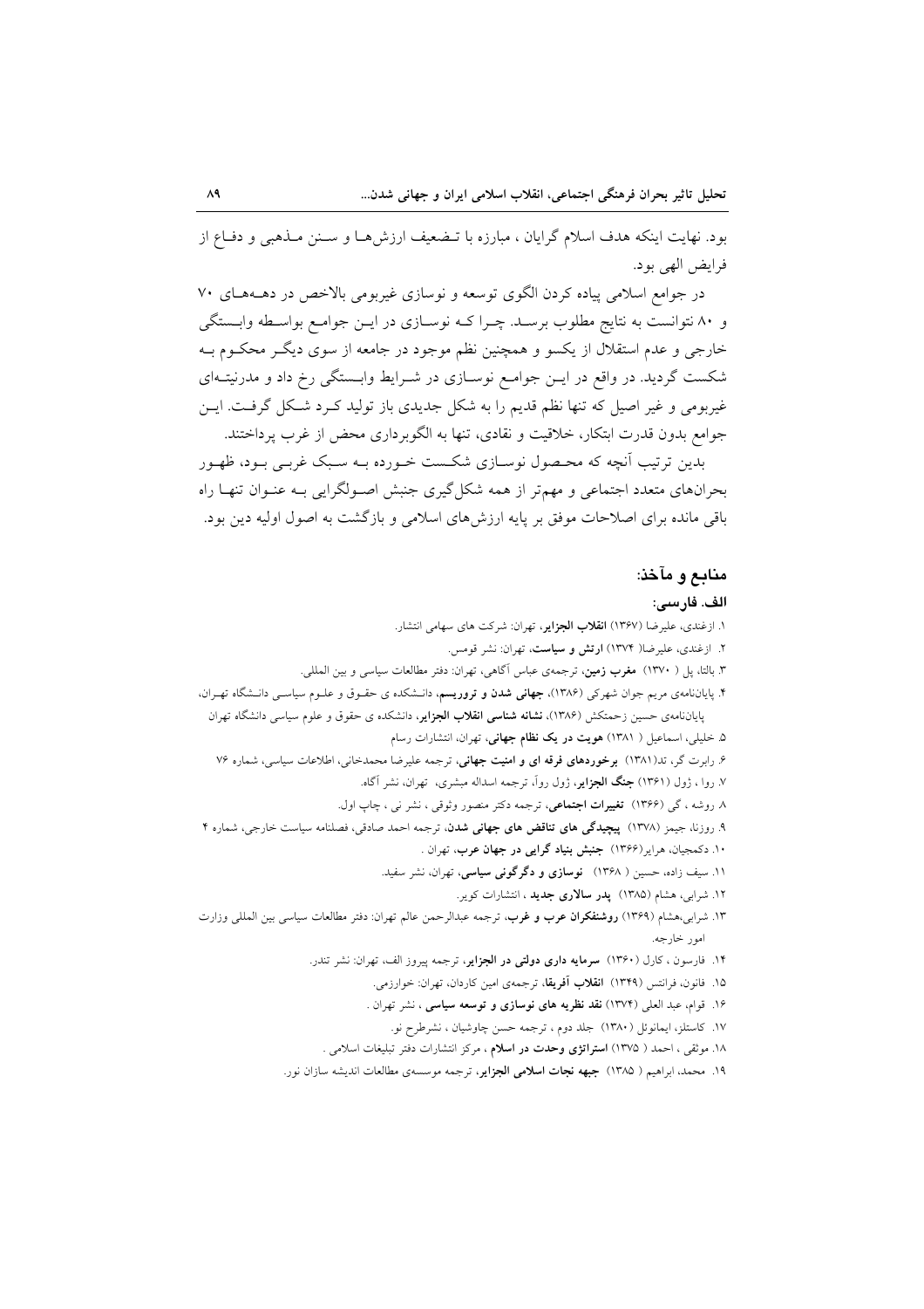بود. نهایت اینکه هدف اسلام گرایان ، مبارزه با تضعیف ارزش‌ها و سنن مذهبی و دفاع از فرایض الهی بود.

در جوامع اسلامی پیاده کردن الگوی توسعه و نوسازی غیربومی بالاخص در دهه‌های ۷۰ و ۸۰ نتوانست به نتایج مطلوب برسد. چرا که نوسازی در این جوامع بواسطه وابستگی خارجی و عدم استقلال از یکسو و همچنین نظم موجود در جامعه از سوی دیگر محکوم به شکست گردید. در واقع در این جوامع نوسازی در شرایط وابستگی رخ داد و مدرنیته‌ای غیربومی و غیر اصیل که تنها نظم قدیم را به شکل جدیدی باز تولید کرد شکل گرفت. این جوامع بدون قدرت ابتکار، خلاقیت و نقادی، تنها به الگوبرداری محض از غرب پرداختند.

بدین ترتیب آنچه که محصول نوسازی شکست خورده به سبک غربی بود، ظهور بحران‌های متعدد اجتماعی و مهم‌تر از همه شکل‌گیری جنبش اصولگرایی به عنوان تنها راه باقی مانده برای اصلاحات موفق بر پایه ارزش‌های اسلامی و بازگشت به اصول اولیه دین بود.

## منابع و مآخذ:

### الف. فارسی:

۱. ازغندی، علیرضا (۱۳۶۷) **انقلاب الجزایر**، تهران: شرکت های سهامی انتشار.

۲. ازغندی، علیرضا( ۱۳۷۴) **ارتش و سیاست**، تهران: نشر قومس.

۳. بالتا، پل ( ۱۳۷۰) **مغرب زمین**، ترجمه‌ی عباس آگاهی، تهران: دفتر مطالعات سیاسی و بین المللی.

۴. پایان‌نامه‌ی مریم جوان شهرکی (۱۳۸۶)، **جهانی شدن و تروریسم**، دانشکده ی حقوق و علوم سیاسی دانشگاه تهران،
پایان‌نامه‌ی حسین زحمتکش (۱۳۸۶)، **نشانه شناسی انقلاب الجزایر**، دانشکده ی حقوق و علوم سیاسی دانشگاه تهران

۵. خلیلی، اسماعیل ( ۱۳۸۱) **هویت در یک نظام جهانی**، تهران، انتشارات رسام

۶. رابرت گر، تد(۱۳۸۱) **برخوردهای فرقه ای و امنیت جهانی**، ترجمه علیرضا محمدخانی، اطلاعات سیاسی، شماره ۷۶

۷. روا ، ژول (۱۳۶۱) **جنگ الجزایر**، ژول روآ، ترجمه اسداله مبشری، تهران، نشر آگاه.

۸. روشه ، گی (۱۳۶۶) **تغییرات اجتماعی**، ترجمه دکتر منصور وثوقی ، نشر نی ، چاپ اول.

۹. روزنا، جیمز (۱۳۷۸) **پیچیدگی های تناقض های جهانی شدن**، ترجمه احمد صادقی، فصلنامه سیاست خارجی، شماره ۴

۱۰. دکمجیان، هرایر(۱۳۶۶) **جنبش بنیاد گرایی در جهان عرب**، تهران .

۱۱. سیف زاده، حسین ( ۱۳۶۸) **نوسازی و دگرگونی سیاسی**، تهران، نشر سفید.

۱۲. شرابی، هشام (۱۳۸۵) **پدر سالاری جدید** ، انتشارات کویر.

۱۳. شرابی،هشام (۱۳۶۹) **روشنفکران عرب و غرب**، ترجمه عبدالرحمن عالم تهران: دفتر مطالعات سیاسی بین المللی وزارت امور خارجه.

۱۴. فارسون ، کارل (۱۳۶۰) **سرمایه داری دولتی در الجزایر**، ترجمه پیروز الف، تهران: نشر تندر.

۱۵. فانون، فرانتس (۱۳۴۹) **انقلاب آفریقا**، ترجمه‌ی امین کاردان، تهران: خوارزمی.

۱۶. قوام، عبد العلی (۱۳۷۴) **نقد نظریه های نوسازی و توسعه سیاسی** ، نشر تهران .

۱۷. کاستلز، ایمانوئل (۱۳۸۰) جلد دوم ، ترجمه حسن چاوشیان ، نشرطرح نو.

۱۸. موثقی ، احمد ( ۱۳۷۵) **استراتژی وحدت در اسلام** ، مرکز انتشارات دفتر تبلیغات اسلامی .

۱۹. محمد، ابراهیم ( ۱۳۸۵) **جبهه نجات اسلامی الجزایر**، ترجمه موسسه‌ی مطالعات اندیشه سازان نور.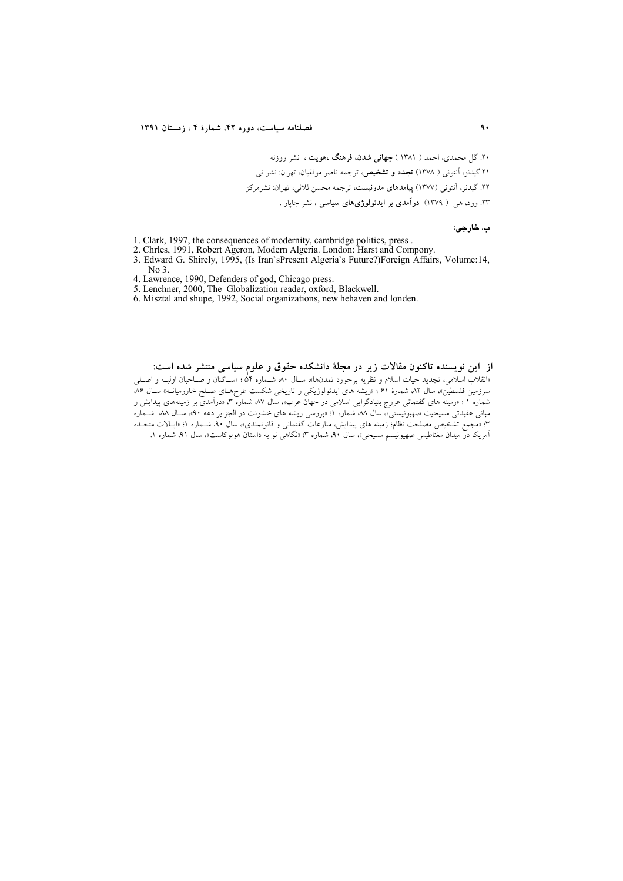۲۰. گل محمدی، احمد ( ۱۳۸۱ ) **جهانی شدن، فرهنگ ،هویت** ، نشر روزنه

۲۱.گیدنز، آنتونی ( ۱۳۷۸) **تجدد و تشخیص**، ترجمه ناصر موفقیان، تهران: نشر نی

۲۲. گیدنز، آنتونی (۱۳۷۷) **پیامدهای مدرنیست**، ترجمه محسن ثلاثی، تهران: نشرمرکز

۲۳. وود، هی ( ۱۳۷۹) **درآمدی بر ایدئولوژی‌های سیاسی** ، نشر چاپار .

**ب. خارجی:**

1. Clark, 1997, the consequences of modernity, cambridge politics, press .
2. Chrles, 1991, Robert Ageron, Modern Algeria. London: Harst and Compony.
3. Edward G. Shirely, 1995, (Is Iran`sPresent Algeria`s Future?)Foreign Affairs, Volume:14, No 3.
4. Lawrence, 1990, Defenders of god, Chicago press.
5. Lenchner, 2000, The Globalization reader, oxford, Blackwell.
6. Misztal and shupe, 1992, Social organizations, new hehaven and londen.

**از این نویسنده تاکنون مقالات زیر در مجلهٔ دانشکده حقوق و علوم سیاسی منتشر شده است:**

«انقلاب اسلامی، تجدید حیات اسلام و نظریه برخورد تمدن‌ها»، سال ۸۰، شماره ۵۴ ؛ «ساکنان و صاحبان اولیه و اصلی سرزمین فلسطین»، سال ۸۲، شمارهٔ ۶۱ ؛ «ریشه های ایدئولوژیکی و تاریخی شکست طرح‌های صلح خاورمیانه» سال ۸۶، شماره ۱ ؛ «زمینه های گفتمانی عروج بنیادگرایی اسلامی در جهان عرب»، سال ۸۷، شماره ۳، «درآمدی بر زمینه‌های پیدایش و مبانی عقیدتی مسیحیت صهیونیستی»، سال ۸۸، شماره ۱؛ «بررسی ریشه های خشونت در الجزایر دهه ۹۰»، سال ۸۸، شماره ۳؛ «مجمع تشخیص مصلحت نظام؛ زمینه های پیدایش، منازعات گفتمانی و قانونمندی»، سال ۹۰، شماره ۱؛ «ایالات متحده آمریکا در میدان مغناطیس صهیونیسم مسیحی»، سال ۹۰، شماره ۳؛ «نگاهی نو به داستان هولوکاست»، سال ۹۱، شماره ۱.